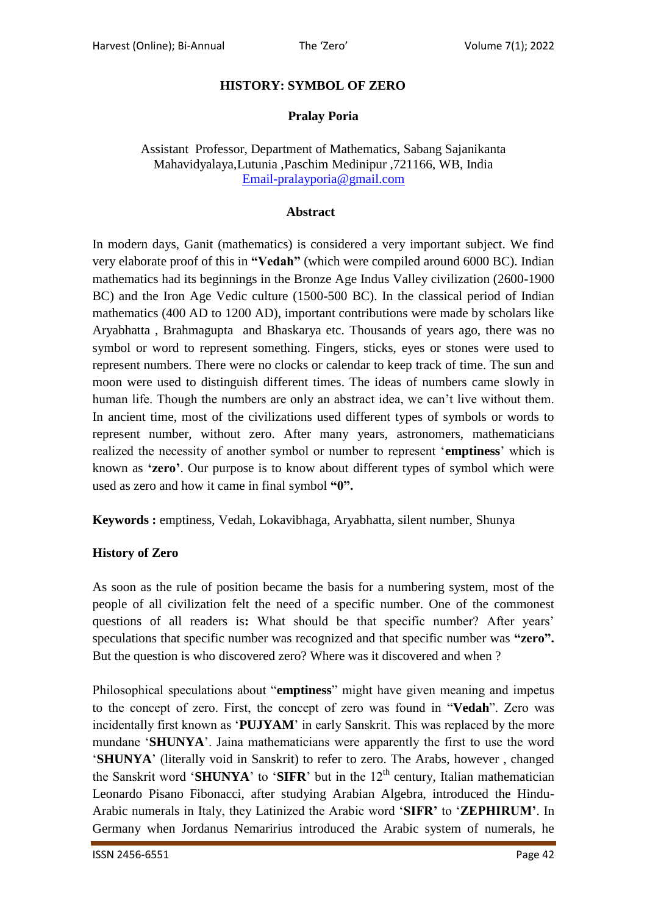# HISTORY: SYMBOL OF ZERO

**Pralay Poria**

Assistant Professor, Department of Mathematics, Sabang Sajanikanta Mahavidyalaya,Lutunia ,Paschim Medinipur ,721166, WB, India
Email-pralayporia@gmail.com

## Abstract

In modern days, Ganit (mathematics) is considered a very important subject. We find very elaborate proof of this in **"Vedah"** (which were compiled around 6000 BC). Indian mathematics had its beginnings in the Bronze Age Indus Valley civilization (2600-1900 BC) and the Iron Age Vedic culture (1500-500 BC). In the classical period of Indian mathematics (400 AD to 1200 AD), important contributions were made by scholars like Aryabhatta , Brahmagupta and Bhaskarya etc. Thousands of years ago, there was no symbol or word to represent something. Fingers, sticks, eyes or stones were used to represent numbers. There were no clocks or calendar to keep track of time. The sun and moon were used to distinguish different times. The ideas of numbers came slowly in human life. Though the numbers are only an abstract idea, we can't live without them. In ancient time, most of the civilizations used different types of symbols or words to represent number, without zero. After many years, astronomers, mathematicians realized the necessity of another symbol or number to represent '**emptiness**' which is known as **'zero'**. Our purpose is to know about different types of symbol which were used as zero and how it came in final symbol **"0".**

**Keywords :** emptiness, Vedah, Lokavibhaga, Aryabhatta, silent number, Shunya

### History of Zero

As soon as the rule of position became the basis for a numbering system, most of the people of all civilization felt the need of a specific number. One of the commonest questions of all readers is**:** What should be that specific number? After years' speculations that specific number was recognized and that specific number was **"zero".** But the question is who discovered zero? Where was it discovered and when ?

Philosophical speculations about "**emptiness**" might have given meaning and impetus to the concept of zero. First, the concept of zero was found in "**Vedah**". Zero was incidentally first known as '**PUJYAM**' in early Sanskrit. This was replaced by the more mundane '**SHUNYA**'. Jaina mathematicians were apparently the first to use the word '**SHUNYA**' (literally void in Sanskrit) to refer to zero. The Arabs, however , changed the Sanskrit word '**SHUNYA**' to '**SIFR**' but in the $12^{th}$ century, Italian mathematician Leonardo Pisano Fibonacci, after studying Arabian Algebra, introduced the Hindu-Arabic numerals in Italy, they Latinized the Arabic word '**SIFR'** to '**ZEPHIRUM'**. In Germany when Jordanus Nemaririus introduced the Arabic system of numerals, he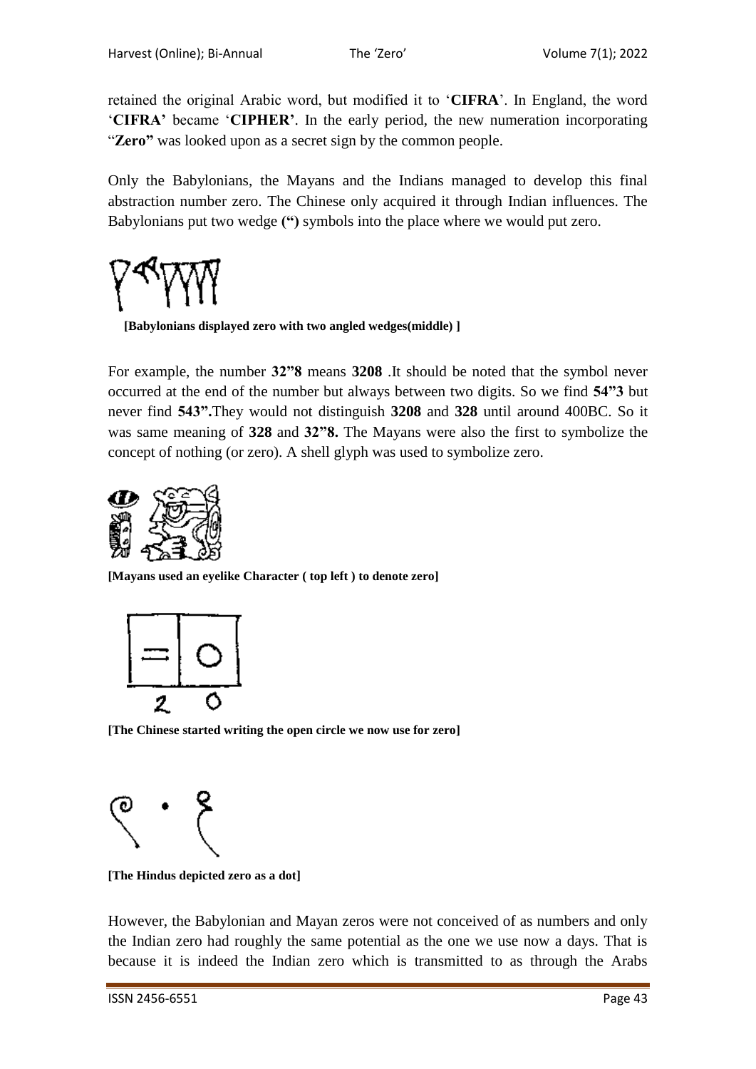retained the original Arabic word, but modified it to '**CIFRA**'. In England, the word '**CIFRA'** became '**CIPHER'**. In the early period, the new numeration incorporating "**Zero"** was looked upon as a secret sign by the common people.

Only the Babylonians, the Mayans and the Indians managed to develop this final abstraction number zero. The Chinese only acquired it through Indian influences. The Babylonians put two wedge **(")** symbols into the place where we would put zero.

**[Babylonians displayed zero with two angled wedges(middle) ]**

For example, the number **32"8** means **3208** .It should be noted that the symbol never occurred at the end of the number but always between two digits. So we find **54"3** but never find **543".**They would not distinguish **3208** and **328** until around 400BC. So it was same meaning of **328** and **32"8.** The Mayans were also the first to symbolize the concept of nothing (or zero). A shell glyph was used to symbolize zero.

**[Mayans used an eyelike Character ( top left ) to denote zero]**

**[The Chinese started writing the open circle we now use for zero]**

**[The Hindus depicted zero as a dot]**

However, the Babylonian and Mayan zeros were not conceived of as numbers and only the Indian zero had roughly the same potential as the one we use now a days. That is because it is indeed the Indian zero which is transmitted to as through the Arabs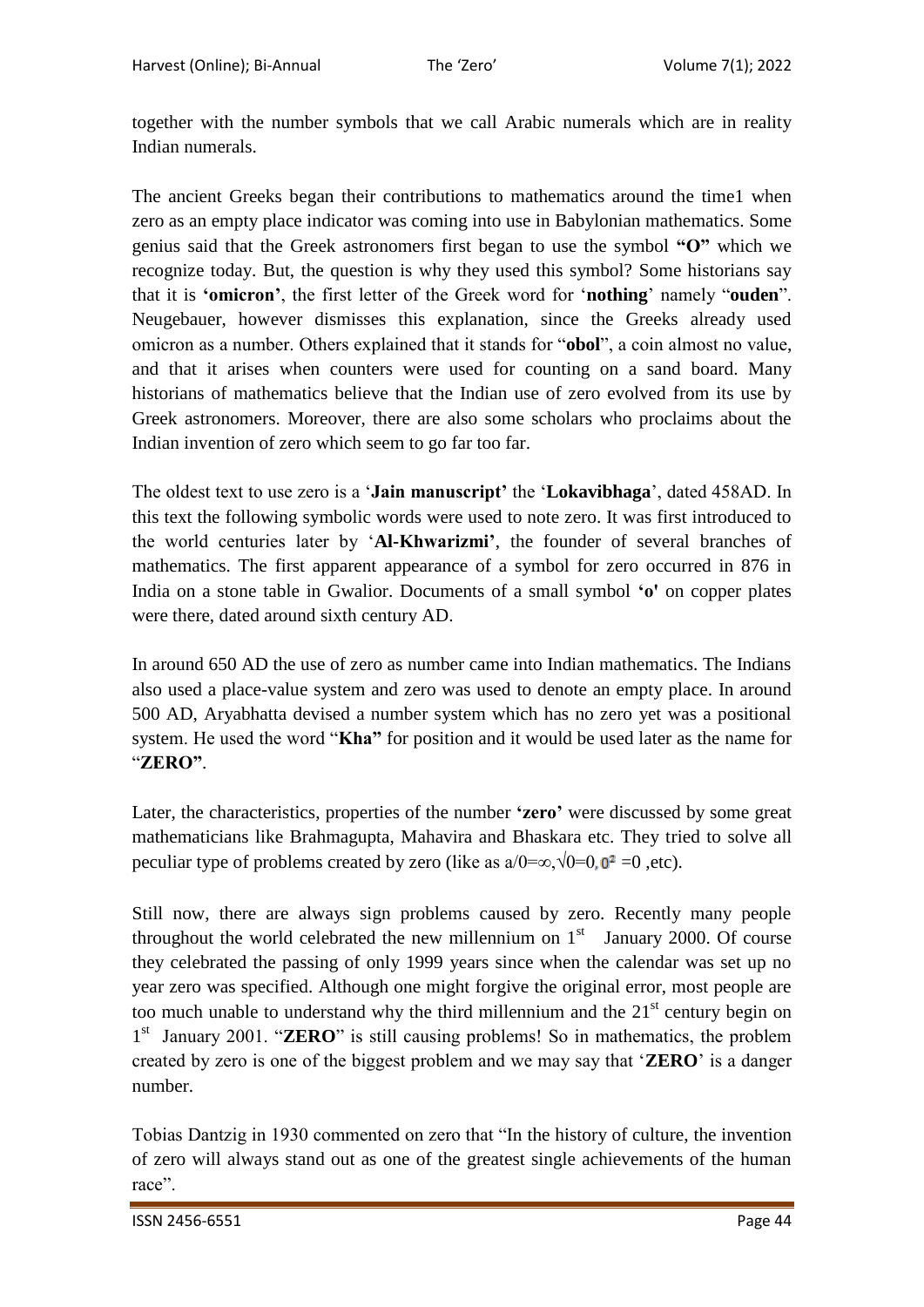together with the number symbols that we call Arabic numerals which are in reality Indian numerals.

The ancient Greeks began their contributions to mathematics around the time1 when zero as an empty place indicator was coming into use in Babylonian mathematics. Some genius said that the Greek astronomers first began to use the symbol **"O"** which we recognize today. But, the question is why they used this symbol? Some historians say that it is **'omicron'**, the first letter of the Greek word for '**nothing**' namely "**ouden**". Neugebauer, however dismisses this explanation, since the Greeks already used omicron as a number. Others explained that it stands for "**obol**", a coin almost no value, and that it arises when counters were used for counting on a sand board. Many historians of mathematics believe that the Indian use of zero evolved from its use by Greek astronomers. Moreover, there are also some scholars who proclaims about the Indian invention of zero which seem to go far too far.

The oldest text to use zero is a '**Jain manuscript'** the '**Lokavibhaga**', dated 458AD. In this text the following symbolic words were used to note zero. It was first introduced to the world centuries later by '**Al-Khwarizmi'**, the founder of several branches of mathematics. The first apparent appearance of a symbol for zero occurred in 876 in India on a stone table in Gwalior. Documents of a small symbol **'o'** on copper plates were there, dated around sixth century AD.

In around 650 AD the use of zero as number came into Indian mathematics. The Indians also used a place-value system and zero was used to denote an empty place. In around 500 AD, Aryabhatta devised a number system which has no zero yet was a positional system. He used the word "**Kha"** for position and it would be used later as the name for "**ZERO"**.

Later, the characteristics, properties of the number **'zero'** were discussed by some great mathematicians like Brahmagupta, Mahavira and Bhaskara etc. They tried to solve all peculiar type of problems created by zero (like as $a/0=\infty, \sqrt{0}=0, 0^2=0$ ,etc).

Still now, there are always sign problems caused by zero. Recently many people throughout the world celebrated the new millennium on 1st January 2000. Of course they celebrated the passing of only 1999 years since when the calendar was set up no year zero was specified. Although one might forgive the original error, most people are too much unable to understand why the third millennium and the 21st century begin on 1st January 2001. "**ZERO**" is still causing problems! So in mathematics, the problem created by zero is one of the biggest problem and we may say that '**ZERO**' is a danger number.

Tobias Dantzig in 1930 commented on zero that "In the history of culture, the invention of zero will always stand out as one of the greatest single achievements of the human race".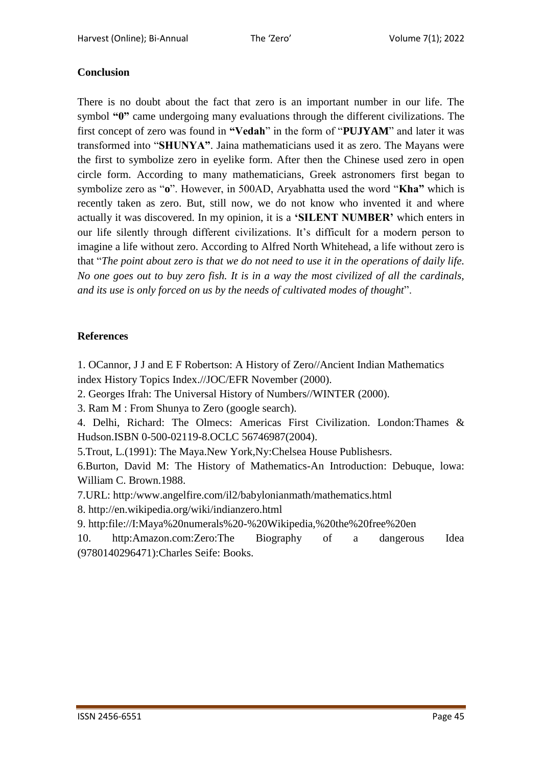## Conclusion

There is no doubt about the fact that zero is an important number in our life. The symbol **"0"** came undergoing many evaluations through the different civilizations. The first concept of zero was found in **"Vedah**" in the form of "**PUJYAM**" and later it was transformed into "**SHUNYA"**. Jaina mathematicians used it as zero. The Mayans were the first to symbolize zero in eyelike form. After then the Chinese used zero in open circle form. According to many mathematicians, Greek astronomers first began to symbolize zero as "**o**". However, in 500AD, Aryabhatta used the word "**Kha"** which is recently taken as zero. But, still now, we do not know who invented it and where actually it was discovered. In my opinion, it is a **'SILENT NUMBER'** which enters in our life silently through different civilizations. It's difficult for a modern person to imagine a life without zero. According to Alfred North Whitehead, a life without zero is that "*The point about zero is that we do not need to use it in the operations of daily life. No one goes out to buy zero fish. It is in a way the most civilized of all the cardinals, and its use is only forced on us by the needs of cultivated modes of thought*".

## References

1. OCannor, J J and E F Robertson: A History of Zero//Ancient Indian Mathematics index History Topics Index.//JOC/EFR November (2000).
2. Georges Ifrah: The Universal History of Numbers//WINTER (2000).
3. Ram M : From Shunya to Zero (google search).
4. Delhi, Richard: The Olmecs: Americas First Civilization. London:Thames & Hudson.ISBN 0-500-02119-8.OCLC 56746987(2004).
5.Trout, L.(1991): The Maya.New York,Ny:Chelsea House Publishesrs.
6.Burton, David M: The History of Mathematics-An Introduction: Debuque, lowa: William C. Brown.1988.
7.URL: http:/www.angelfire.com/il2/babylonianmath/mathematics.html
8. http://en.wikipedia.org/wiki/indianzero.html
9. http:file://I:Maya%20numerals%20-%20Wikipedia,%20the%20free%20en
10. http:Amazon.com:Zero:The Biography of a dangerous Idea (9780140296471):Charles Seife: Books.